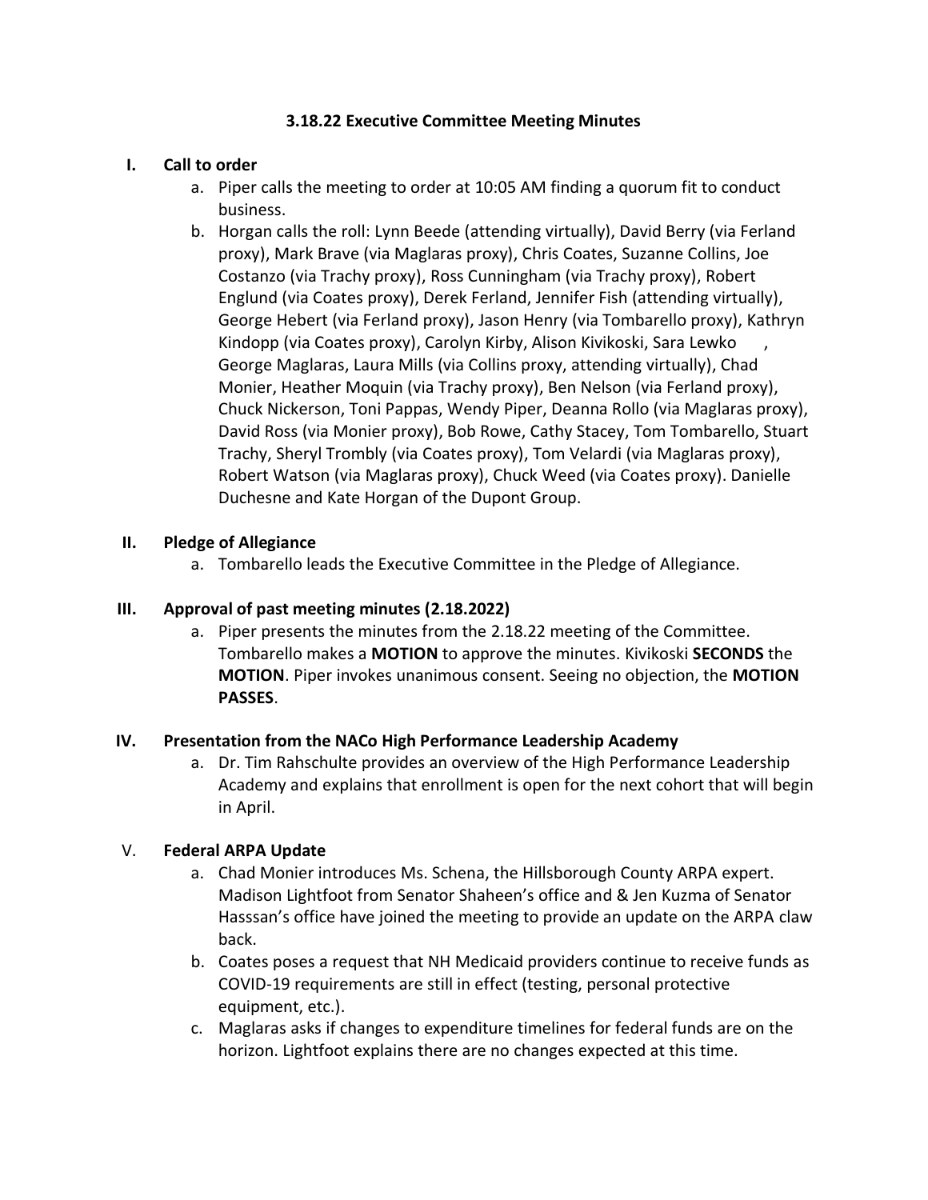# 3.18.22 Executive Committee Meeting Minutes

I. **Call to order**
   a. Piper calls the meeting to order at 10:05 AM finding a quorum fit to conduct business.
   b. Horgan calls the roll: Lynn Beede (attending virtually), David Berry (via Ferland proxy), Mark Brave (via Maglaras proxy), Chris Coates, Suzanne Collins, Joe Costanzo (via Trachy proxy), Ross Cunningham (via Trachy proxy), Robert Englund (via Coates proxy), Derek Ferland, Jennifer Fish (attending virtually), George Hebert (via Ferland proxy), Jason Henry (via Tombarello proxy), Kathryn Kindopp (via Coates proxy), Carolyn Kirby, Alison Kivikoski, Sara Lewko , George Maglaras, Laura Mills (via Collins proxy, attending virtually), Chad Monier, Heather Moquin (via Trachy proxy), Ben Nelson (via Ferland proxy), Chuck Nickerson, Toni Pappas, Wendy Piper, Deanna Rollo (via Maglaras proxy), David Ross (via Monier proxy), Bob Rowe, Cathy Stacey, Tom Tombarello, Stuart Trachy, Sheryl Trombly (via Coates proxy), Tom Velardi (via Maglaras proxy), Robert Watson (via Maglaras proxy), Chuck Weed (via Coates proxy). Danielle Duchesne and Kate Horgan of the Dupont Group.

II. **Pledge of Allegiance**
   a. Tombarello leads the Executive Committee in the Pledge of Allegiance.

III. **Approval of past meeting minutes (2.18.2022)**
   a. Piper presents the minutes from the 2.18.22 meeting of the Committee. Tombarello makes a **MOTION** to approve the minutes. Kivikoski **SECONDS** the **MOTION**. Piper invokes unanimous consent. Seeing no objection, the **MOTION PASSES**.

IV. **Presentation from the NACo High Performance Leadership Academy**
   a. Dr. Tim Rahschulte provides an overview of the High Performance Leadership Academy and explains that enrollment is open for the next cohort that will begin in April.

V. **Federal ARPA Update**
   a. Chad Monier introduces Ms. Schena, the Hillsborough County ARPA expert. Madison Lightfoot from Senator Shaheen's office and & Jen Kuzma of Senator Hasssan's office have joined the meeting to provide an update on the ARPA claw back.
   b. Coates poses a request that NH Medicaid providers continue to receive funds as COVID-19 requirements are still in effect (testing, personal protective equipment, etc.).
   c. Maglaras asks if changes to expenditure timelines for federal funds are on the horizon. Lightfoot explains there are no changes expected at this time.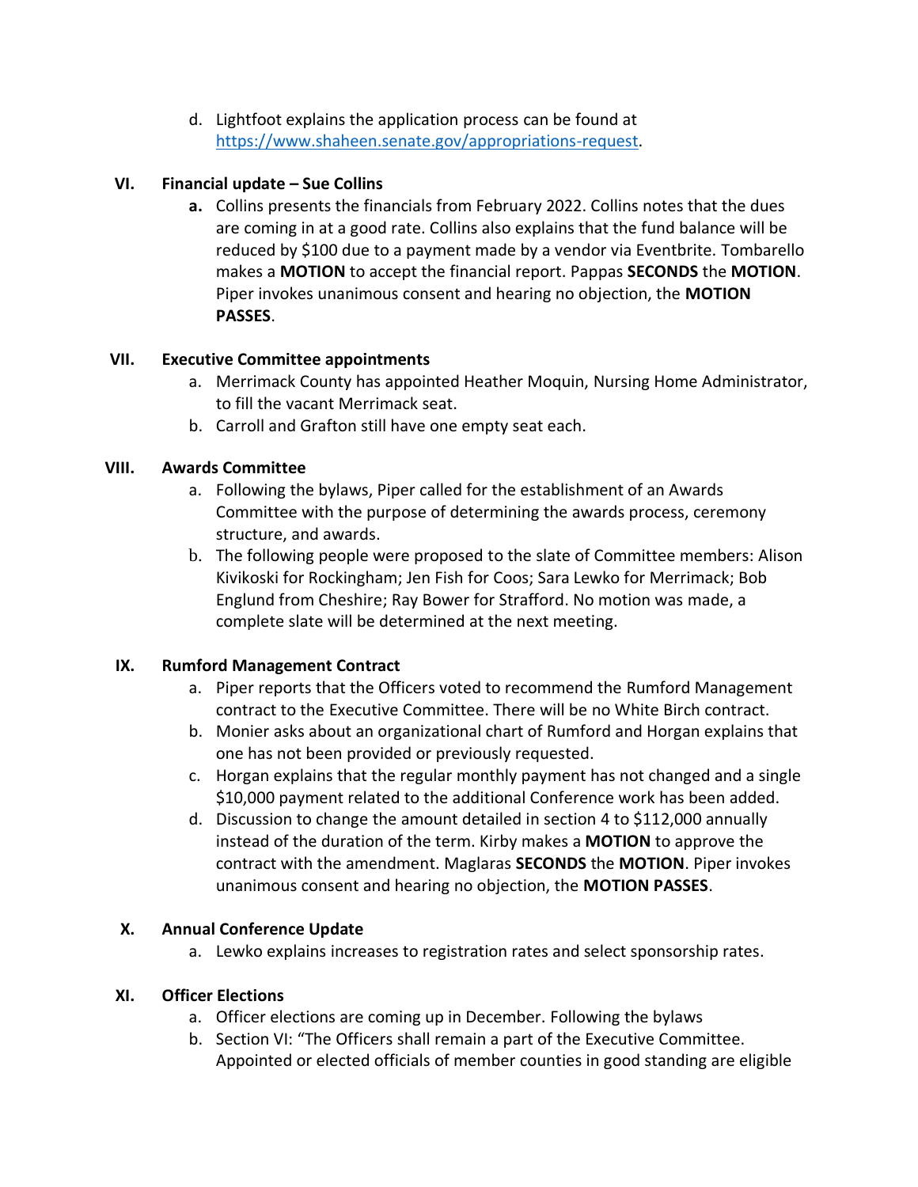d. Lightfoot explains the application process can be found at [https://www.shaheen.senate.gov/appropriations-request](https://www.shaheen.senate.gov/appropriations-request).

## VI. Financial update – Sue Collins

**a.** Collins presents the financials from February 2022. Collins notes that the dues are coming in at a good rate. Collins also explains that the fund balance will be reduced by $100 due to a payment made by a vendor via Eventbrite. Tombarello makes a **MOTION** to accept the financial report. Pappas **SECONDS** the **MOTION**. Piper invokes unanimous consent and hearing no objection, the **MOTION PASSES**.

## VII. Executive Committee appointments

a. Merrimack County has appointed Heather Moquin, Nursing Home Administrator, to fill the vacant Merrimack seat.

b. Carroll and Grafton still have one empty seat each.

## VIII. Awards Committee

a. Following the bylaws, Piper called for the establishment of an Awards Committee with the purpose of determining the awards process, ceremony structure, and awards.

b. The following people were proposed to the slate of Committee members: Alison Kivikoski for Rockingham; Jen Fish for Coos; Sara Lewko for Merrimack; Bob Englund from Cheshire; Ray Bower for Strafford. No motion was made, a complete slate will be determined at the next meeting.

## IX. Rumford Management Contract

a. Piper reports that the Officers voted to recommend the Rumford Management contract to the Executive Committee. There will be no White Birch contract.

b. Monier asks about an organizational chart of Rumford and Horgan explains that one has not been provided or previously requested.

c. Horgan explains that the regular monthly payment has not changed and a single $10,000 payment related to the additional Conference work has been added.

d. Discussion to change the amount detailed in section 4 to $112,000 annually instead of the duration of the term. Kirby makes a **MOTION** to approve the contract with the amendment. Maglaras **SECONDS** the **MOTION**. Piper invokes unanimous consent and hearing no objection, the **MOTION PASSES**.

## X. Annual Conference Update

a. Lewko explains increases to registration rates and select sponsorship rates.

## XI. Officer Elections

a. Officer elections are coming up in December. Following the bylaws

b. Section VI: "The Officers shall remain a part of the Executive Committee. Appointed or elected officials of member counties in good standing are eligible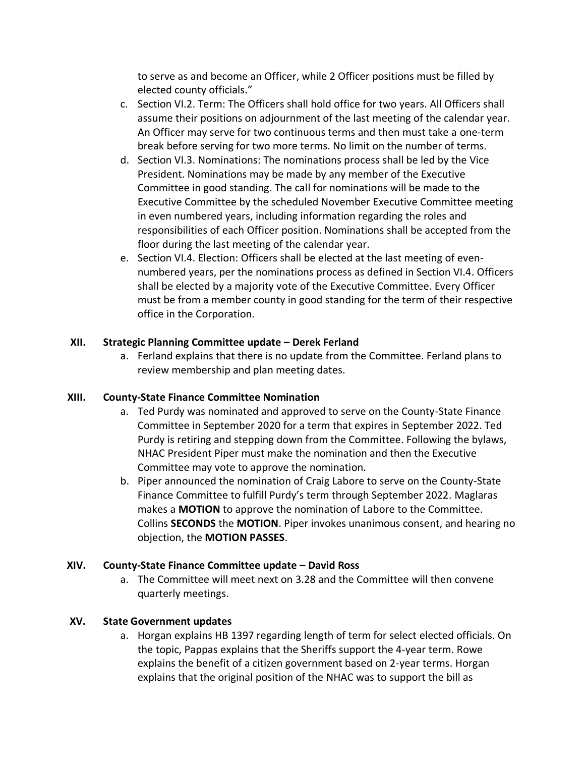to serve as and become an Officer, while 2 Officer positions must be filled by elected county officials."

c. Section VI.2. Term: The Officers shall hold office for two years. All Officers shall assume their positions on adjournment of the last meeting of the calendar year. An Officer may serve for two continuous terms and then must take a one-term break before serving for two more terms. No limit on the number of terms.

d. Section VI.3. Nominations: The nominations process shall be led by the Vice President. Nominations may be made by any member of the Executive Committee in good standing. The call for nominations will be made to the Executive Committee by the scheduled November Executive Committee meeting in even numbered years, including information regarding the roles and responsibilities of each Officer position. Nominations shall be accepted from the floor during the last meeting of the calendar year.

e. Section VI.4. Election: Officers shall be elected at the last meeting of even-numbered years, per the nominations process as defined in Section VI.4. Officers shall be elected by a majority vote of the Executive Committee. Every Officer must be from a member county in good standing for the term of their respective office in the Corporation.

**XII. Strategic Planning Committee update – Derek Ferland**

a. Ferland explains that there is no update from the Committee. Ferland plans to review membership and plan meeting dates.

**XIII. County-State Finance Committee Nomination**

a. Ted Purdy was nominated and approved to serve on the County-State Finance Committee in September 2020 for a term that expires in September 2022. Ted Purdy is retiring and stepping down from the Committee. Following the bylaws, NHAC President Piper must make the nomination and then the Executive Committee may vote to approve the nomination.

b. Piper announced the nomination of Craig Labore to serve on the County-State Finance Committee to fulfill Purdy's term through September 2022. Maglaras makes a **MOTION** to approve the nomination of Labore to the Committee. Collins **SECONDS** the **MOTION**. Piper invokes unanimous consent, and hearing no objection, the **MOTION PASSES**.

**XIV. County-State Finance Committee update – David Ross**

a. The Committee will meet next on 3.28 and the Committee will then convene quarterly meetings.

**XV. State Government updates**

a. Horgan explains HB 1397 regarding length of term for select elected officials. On the topic, Pappas explains that the Sheriffs support the 4-year term. Rowe explains the benefit of a citizen government based on 2-year terms. Horgan explains that the original position of the NHAC was to support the bill as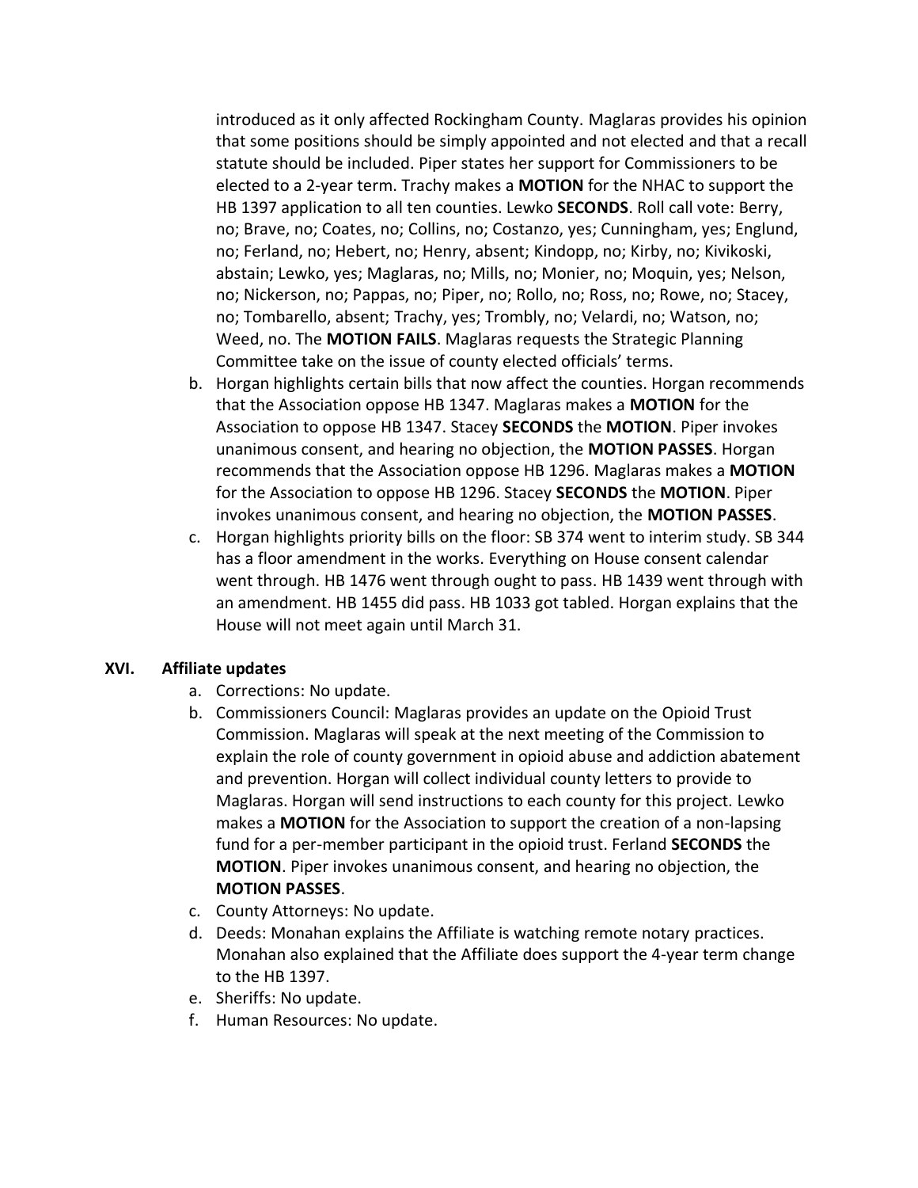introduced as it only affected Rockingham County. Maglaras provides his opinion that some positions should be simply appointed and not elected and that a recall statute should be included. Piper states her support for Commissioners to be elected to a 2-year term. Trachy makes a **MOTION** for the NHAC to support the HB 1397 application to all ten counties. Lewko **SECONDS**. Roll call vote: Berry, no; Brave, no; Coates, no; Collins, no; Costanzo, yes; Cunningham, yes; Englund, no; Ferland, no; Hebert, no; Henry, absent; Kindopp, no; Kirby, no; Kivikoski, abstain; Lewko, yes; Maglaras, no; Mills, no; Monier, no; Moquin, yes; Nelson, no; Nickerson, no; Pappas, no; Piper, no; Rollo, no; Ross, no; Rowe, no; Stacey, no; Tombarello, absent; Trachy, yes; Trombly, no; Velardi, no; Watson, no; Weed, no. The **MOTION FAILS**. Maglaras requests the Strategic Planning Committee take on the issue of county elected officials' terms.

b. Horgan highlights certain bills that now affect the counties. Horgan recommends that the Association oppose HB 1347. Maglaras makes a **MOTION** for the Association to oppose HB 1347. Stacey **SECONDS** the **MOTION**. Piper invokes unanimous consent, and hearing no objection, the **MOTION PASSES**. Horgan recommends that the Association oppose HB 1296. Maglaras makes a **MOTION** for the Association to oppose HB 1296. Stacey **SECONDS** the **MOTION**. Piper invokes unanimous consent, and hearing no objection, the **MOTION PASSES**.
c. Horgan highlights priority bills on the floor: SB 374 went to interim study. SB 344 has a floor amendment in the works. Everything on House consent calendar went through. HB 1476 went through ought to pass. HB 1439 went through with an amendment. HB 1455 did pass. HB 1033 got tabled. Horgan explains that the House will not meet again until March 31.

## XVI. Affiliate updates

a. Corrections: No update.
b. Commissioners Council: Maglaras provides an update on the Opioid Trust Commission. Maglaras will speak at the next meeting of the Commission to explain the role of county government in opioid abuse and addiction abatement and prevention. Horgan will collect individual county letters to provide to Maglaras. Horgan will send instructions to each county for this project. Lewko makes a **MOTION** for the Association to support the creation of a non-lapsing fund for a per-member participant in the opioid trust. Ferland **SECONDS** the **MOTION**. Piper invokes unanimous consent, and hearing no objection, the **MOTION PASSES**.
c. County Attorneys: No update.
d. Deeds: Monahan explains the Affiliate is watching remote notary practices. Monahan also explained that the Affiliate does support the 4-year term change to the HB 1397.
e. Sheriffs: No update.
f. Human Resources: No update.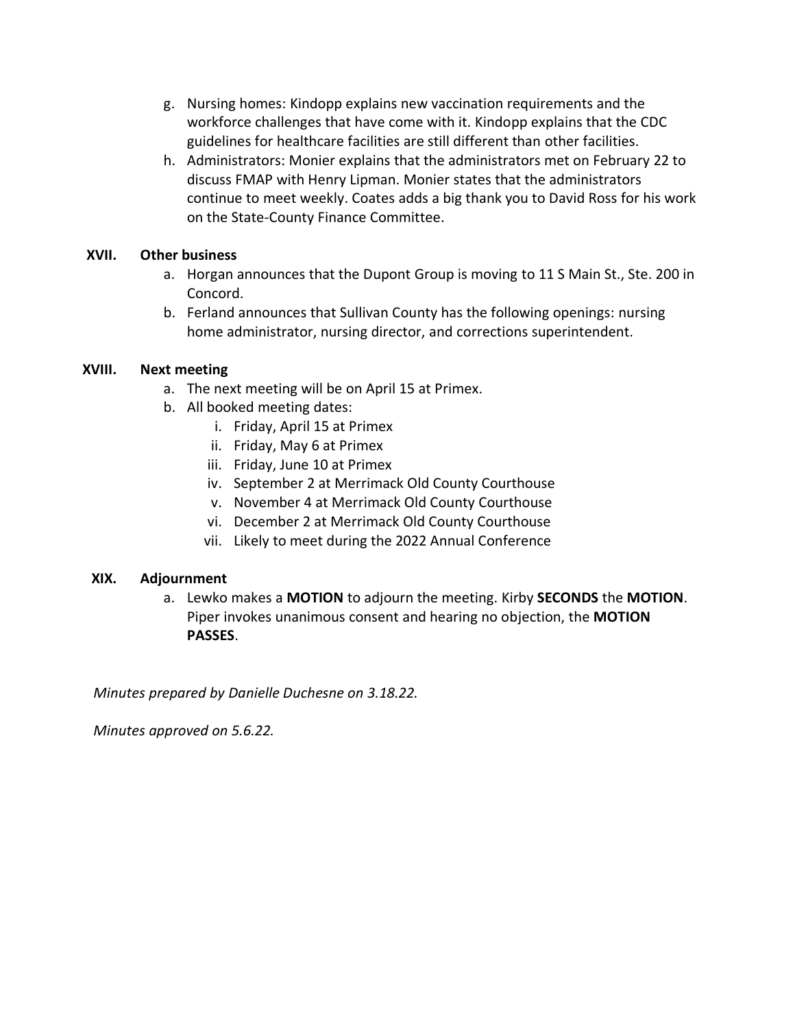g. Nursing homes: Kindopp explains new vaccination requirements and the workforce challenges that have come with it. Kindopp explains that the CDC guidelines for healthcare facilities are still different than other facilities.

h. Administrators: Monier explains that the administrators met on February 22 to discuss FMAP with Henry Lipman. Monier states that the administrators continue to meet weekly. Coates adds a big thank you to David Ross for his work on the State-County Finance Committee.

## XVII. Other business

a. Horgan announces that the Dupont Group is moving to 11 S Main St., Ste. 200 in Concord.

b. Ferland announces that Sullivan County has the following openings: nursing home administrator, nursing director, and corrections superintendent.

## XVIII. Next meeting

a. The next meeting will be on April 15 at Primex.

b. All booked meeting dates:

   i. Friday, April 15 at Primex
   ii. Friday, May 6 at Primex
   iii. Friday, June 10 at Primex
   iv. September 2 at Merrimack Old County Courthouse
   v. November 4 at Merrimack Old County Courthouse
   vi. December 2 at Merrimack Old County Courthouse
   vii. Likely to meet during the 2022 Annual Conference

## XIX. Adjournment

a. Lewko makes a **MOTION** to adjourn the meeting. Kirby **SECONDS** the **MOTION**. Piper invokes unanimous consent and hearing no objection, the **MOTION PASSES**.

*Minutes prepared by Danielle Duchesne on 3.18.22.*

*Minutes approved on 5.6.22.*